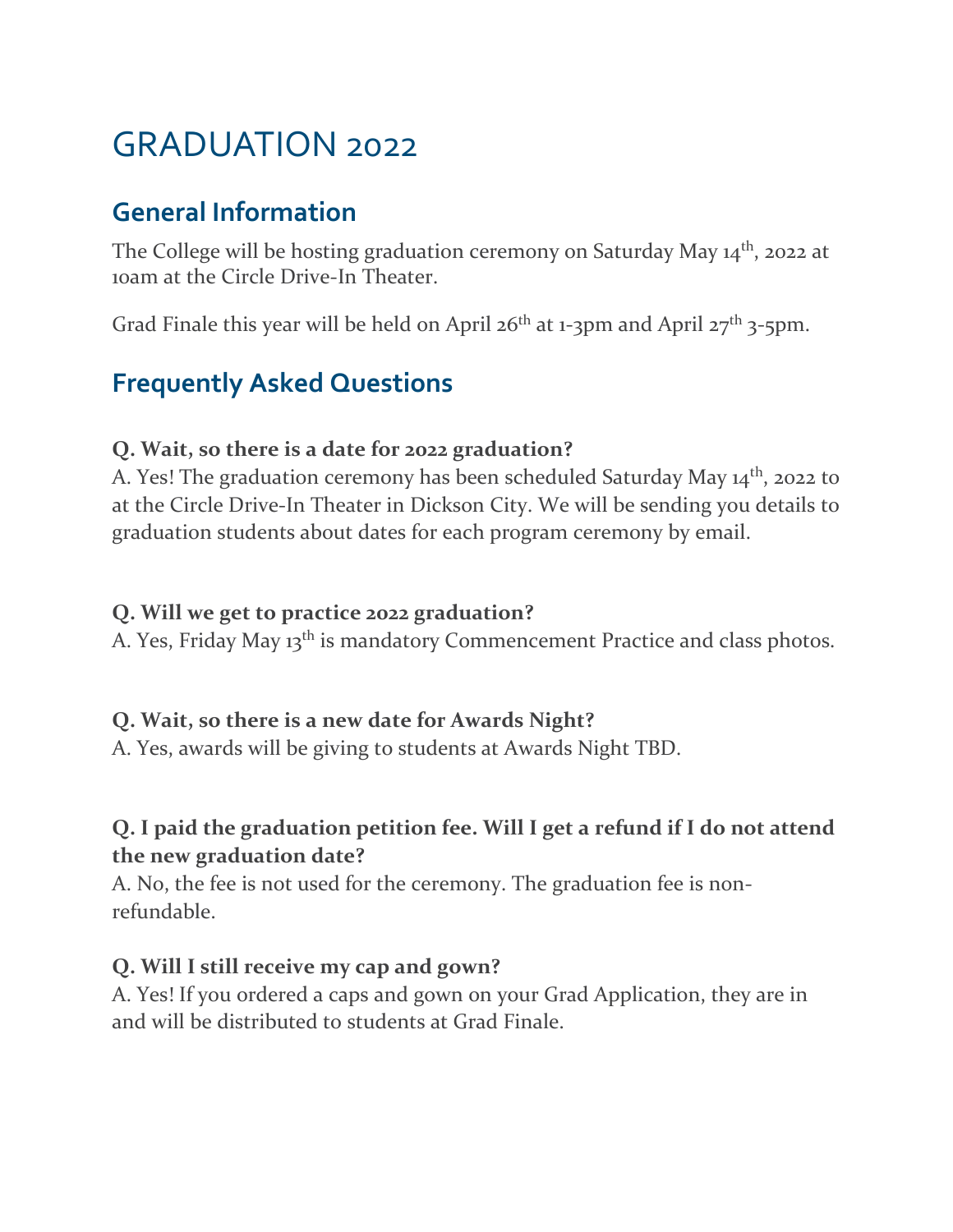# GRADUATION 2022

## General Information

The College will be hosting graduation ceremony on Saturday May 14th, 2022 at 10am at the Circle Drive-In Theater.

Grad Finale this year will be held on April 26th at 1-3pm and April 27th 3-5pm.

## Frequently Asked Questions

**Q. Wait, so there is a date for 2022 graduation?**
A. Yes! The graduation ceremony has been scheduled Saturday May 14th, 2022 to at the Circle Drive-In Theater in Dickson City. We will be sending you details to graduation students about dates for each program ceremony by email.

**Q. Will we get to practice 2022 graduation?**
A. Yes, Friday May 13th is mandatory Commencement Practice and class photos.

**Q. Wait, so there is a new date for Awards Night?**
A. Yes, awards will be giving to students at Awards Night TBD.

**Q. I paid the graduation petition fee. Will I get a refund if I do not attend the new graduation date?**
A. No, the fee is not used for the ceremony. The graduation fee is non-refundable.

**Q. Will I still receive my cap and gown?**
A. Yes! If you ordered a caps and gown on your Grad Application, they are in and will be distributed to students at Grad Finale.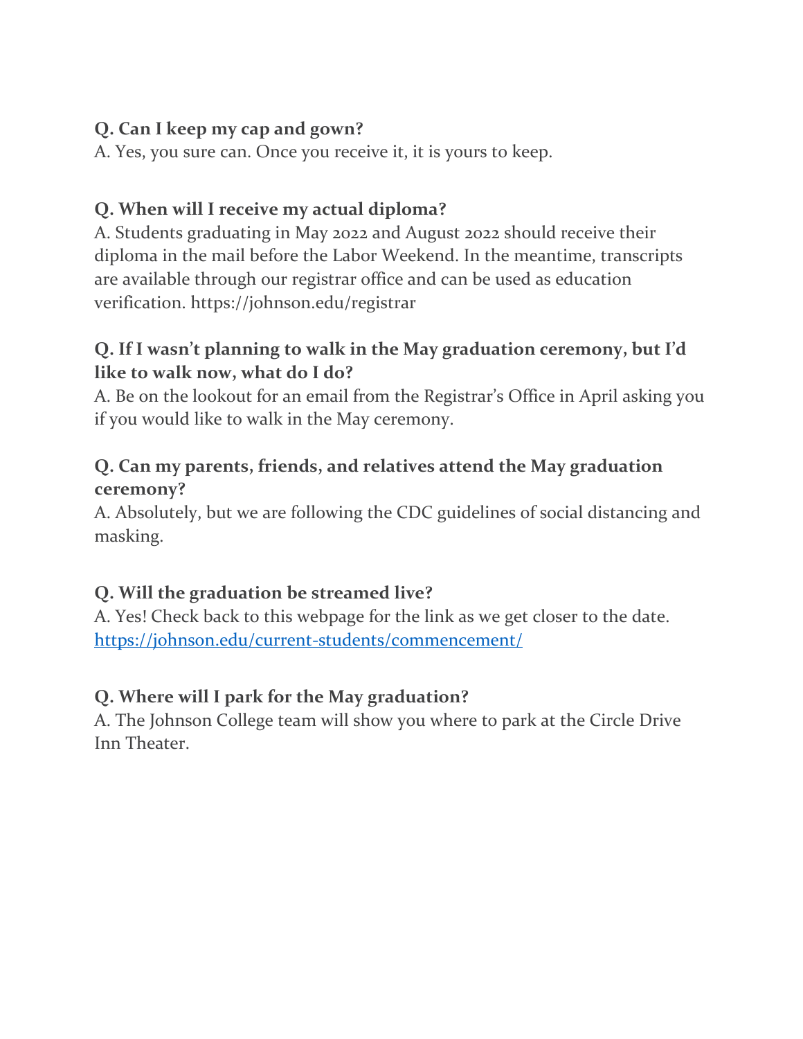**Q. Can I keep my cap and gown?**
A. Yes, you sure can. Once you receive it, it is yours to keep.

**Q. When will I receive my actual diploma?**
A. Students graduating in May 2022 and August 2022 should receive their diploma in the mail before the Labor Weekend. In the meantime, transcripts are available through our registrar office and can be used as education verification. https://johnson.edu/registrar

**Q. If I wasn't planning to walk in the May graduation ceremony, but I'd like to walk now, what do I do?**
A. Be on the lookout for an email from the Registrar's Office in April asking you if you would like to walk in the May ceremony.

**Q. Can my parents, friends, and relatives attend the May graduation ceremony?**
A. Absolutely, but we are following the CDC guidelines of social distancing and masking.

**Q. Will the graduation be streamed live?**
A. Yes! Check back to this webpage for the link as we get closer to the date. [https://johnson.edu/current-students/commencement/](https://johnson.edu/current-students/commencement/)

**Q. Where will I park for the May graduation?**
A. The Johnson College team will show you where to park at the Circle Drive Inn Theater.